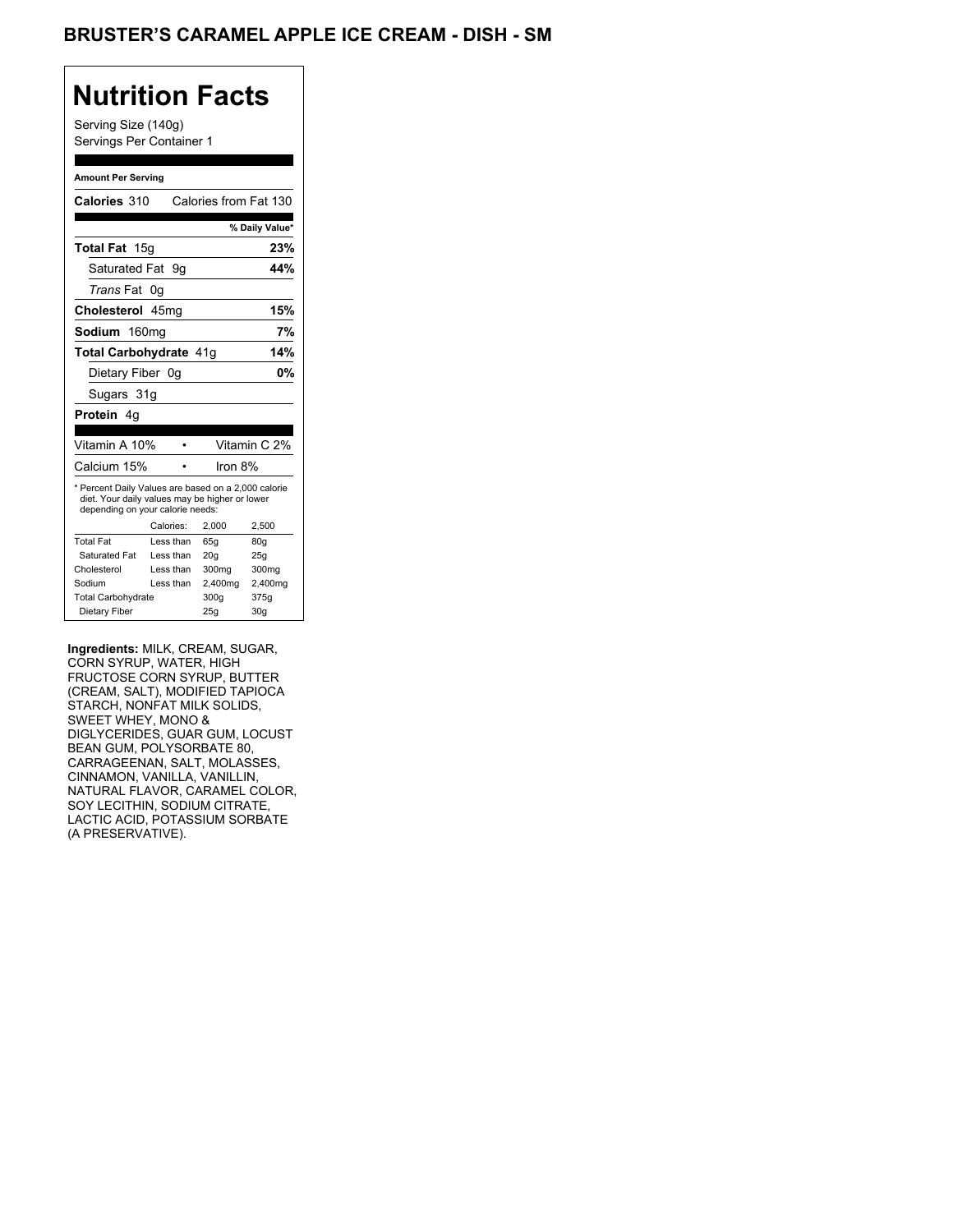# BRUSTER'S CARAMEL APPLE ICE CREAM - DISH - SM

## Nutrition Facts

Serving Size (140g)
Servings Per Container 1

**Amount Per Serving**

**Calories** 310 Calories from Fat 130

| | % Daily Value* |
|---|---|
| **Total Fat** 15g | **23%** |
| Saturated Fat 9g | **44%** |
| *Trans* Fat 0g | |
| **Cholesterol** 45mg | **15%** |
| **Sodium** 160mg | **7%** |
| **Total Carbohydrate** 41g | **14%** |
| Dietary Fiber 0g | **0%** |
| Sugars 31g | |
| **Protein** 4g | |

| | |
|---|---|
| Vitamin A 10% | Vitamin C 2% |
| Calcium 15% | Iron 8% |

* Percent Daily Values are based on a 2,000 calorie diet. Your daily values may be higher or lower depending on your calorie needs:

| | Calories: | 2,000 | 2,500 |
|---|---|---|---|
| Total Fat | Less than | 65g | 80g |
| Saturated Fat | Less than | 20g | 25g |
| Cholesterol | Less than | 300mg | 300mg |
| Sodium | Less than | 2,400mg | 2,400mg |
| Total Carbohydrate | | 300g | 375g |
| Dietary Fiber | | 25g | 30g |

**Ingredients:** MILK, CREAM, SUGAR, CORN SYRUP, WATER, HIGH FRUCTOSE CORN SYRUP, BUTTER (CREAM, SALT), MODIFIED TAPIOCA STARCH, NONFAT MILK SOLIDS, SWEET WHEY, MONO & DIGLYCERIDES, GUAR GUM, LOCUST BEAN GUM, POLYSORBATE 80, CARRAGEENAN, SALT, MOLASSES, CINNAMON, VANILLA, VANILLIN, NATURAL FLAVOR, CARAMEL COLOR, SOY LECITHIN, SODIUM CITRATE, LACTIC ACID, POTASSIUM SORBATE (A PRESERVATIVE).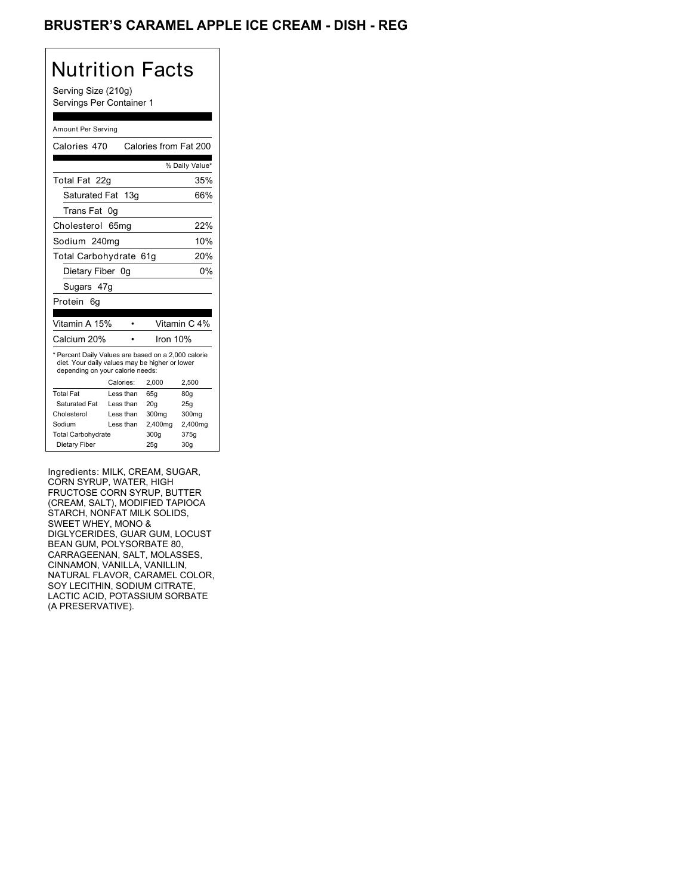# BRUSTER'S CARAMEL APPLE ICE CREAM - DISH - REG

## Nutrition Facts

Serving Size (210g)
Servings Per Container 1

Amount Per Serving

| | |
|---|---|
| Calories 470 | Calories from Fat 200 |
| | % Daily Value* |
| Total Fat 22g | 35% |
| Saturated Fat 13g | 66% |
| Trans Fat 0g | |
| Cholesterol 65mg | 22% |
| Sodium 240mg | 10% |
| Total Carbohydrate 61g | 20% |
| Dietary Fiber 0g | 0% |
| Sugars 47g | |
| Protein 6g | |

| | |
|---|---|
| Vitamin A 15% | Vitamin C 4% |
| Calcium 20% | Iron 10% |

* Percent Daily Values are based on a 2,000 calorie diet. Your daily values may be higher or lower depending on your calorie needs:

| | Calories: | 2,000 | 2,500 |
|---|---|---|---|
| Total Fat | Less than | 65g | 80g |
| Saturated Fat | Less than | 20g | 25g |
| Cholesterol | Less than | 300mg | 300mg |
| Sodium | Less than | 2,400mg | 2,400mg |
| Total Carbohydrate | | 300g | 375g |
| Dietary Fiber | | 25g | 30g |

Ingredients: MILK, CREAM, SUGAR, CORN SYRUP, WATER, HIGH FRUCTOSE CORN SYRUP, BUTTER (CREAM, SALT), MODIFIED TAPIOCA STARCH, NONFAT MILK SOLIDS, SWEET WHEY, MONO & DIGLYCERIDES, GUAR GUM, LOCUST BEAN GUM, POLYSORBATE 80, CARRAGEENAN, SALT, MOLASSES, CINNAMON, VANILLA, VANILLIN, NATURAL FLAVOR, CARAMEL COLOR, SOY LECITHIN, SODIUM CITRATE, LACTIC ACID, POTASSIUM SORBATE (A PRESERVATIVE).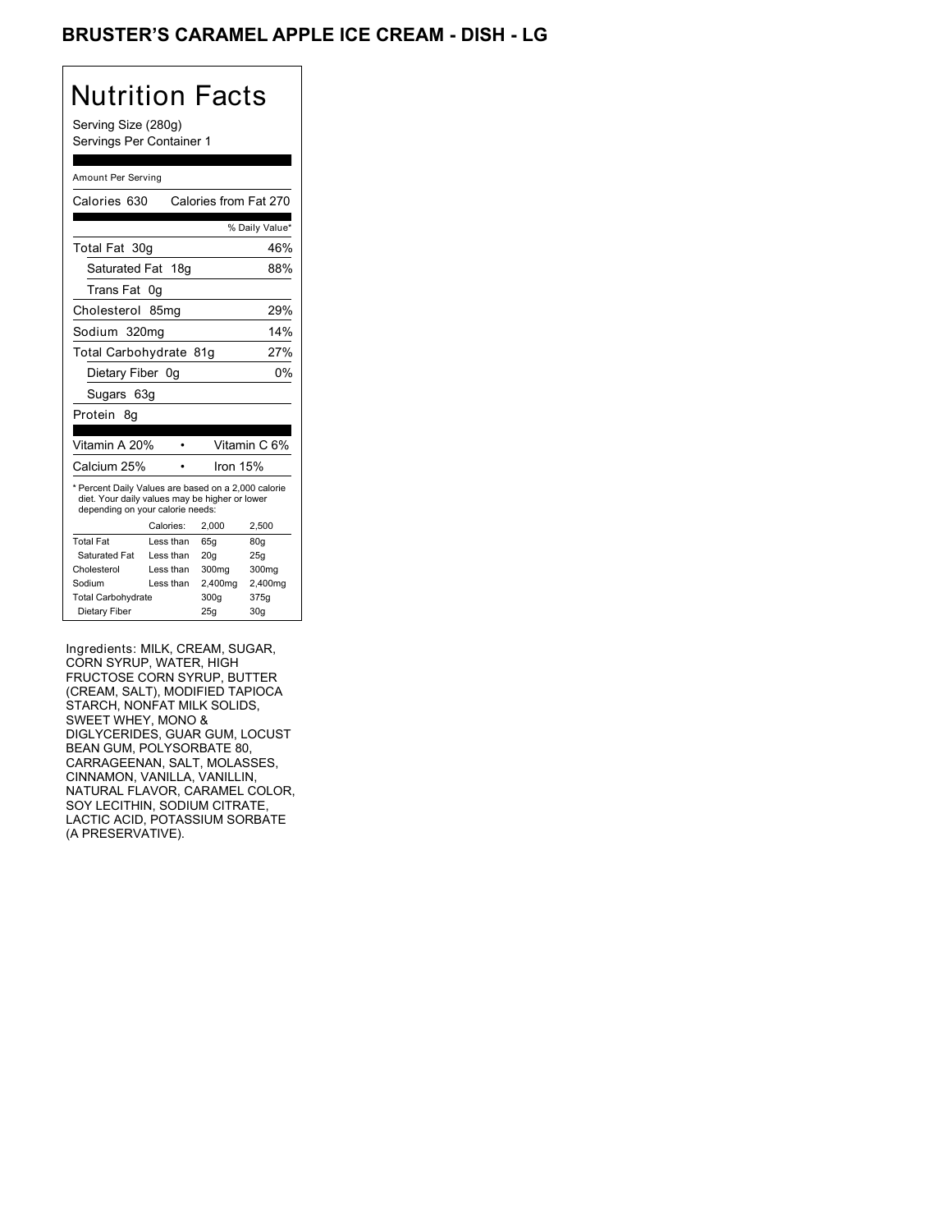# BRUSTER'S CARAMEL APPLE ICE CREAM - DISH - LG

## Nutrition Facts

Serving Size (280g)
Servings Per Container 1

Amount Per Serving

| Calories 630 | Calories from Fat 270 |
|---|---|
| | % Daily Value* |
| Total Fat 30g | 46% |
| Saturated Fat 18g | 88% |
| Trans Fat 0g | |
| Cholesterol 85mg | 29% |
| Sodium 320mg | 14% |
| Total Carbohydrate 81g | 27% |
| Dietary Fiber 0g | 0% |
| Sugars 63g | |
| Protein 8g | |

| Vitamin A 20% | • | Vitamin C 6% |
|---|---|---|
| Calcium 25% | • | Iron 15% |

* Percent Daily Values are based on a 2,000 calorie diet. Your daily values may be higher or lower depending on your calorie needs:

| | Calories: | 2,000 | 2,500 |
|---|---|---|---|
| Total Fat | Less than | 65g | 80g |
| Saturated Fat | Less than | 20g | 25g |
| Cholesterol | Less than | 300mg | 300mg |
| Sodium | Less than | 2,400mg | 2,400mg |
| Total Carbohydrate | | 300g | 375g |
| Dietary Fiber | | 25g | 30g |

Ingredients: MILK, CREAM, SUGAR, CORN SYRUP, WATER, HIGH FRUCTOSE CORN SYRUP, BUTTER (CREAM, SALT), MODIFIED TAPIOCA STARCH, NONFAT MILK SOLIDS, SWEET WHEY, MONO & DIGLYCERIDES, GUAR GUM, LOCUST BEAN GUM, POLYSORBATE 80, CARRAGEENAN, SALT, MOLASSES, CINNAMON, VANILLA, VANILLIN, NATURAL FLAVOR, CARAMEL COLOR, SOY LECITHIN, SODIUM CITRATE, LACTIC ACID, POTASSIUM SORBATE (A PRESERVATIVE).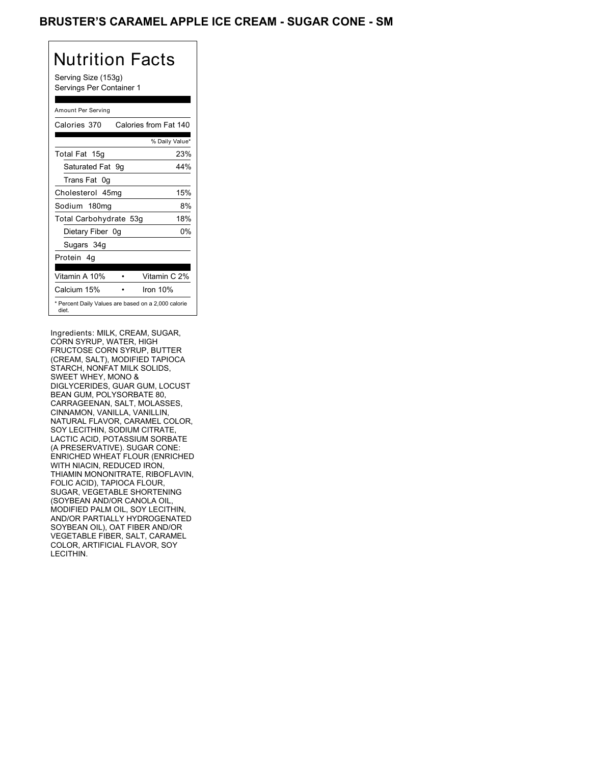# BRUSTER'S CARAMEL APPLE ICE CREAM - SUGAR CONE - SM

## Nutrition Facts

Serving Size (153g)
Servings Per Container 1

Amount Per Serving

| | |
|---|---|
| Calories 370 | Calories from Fat 140 |
| | % Daily Value* |
| Total Fat 15g | 23% |
| Saturated Fat 9g | 44% |
| Trans Fat 0g | |
| Cholesterol 45mg | 15% |
| Sodium 180mg | 8% |
| Total Carbohydrate 53g | 18% |
| Dietary Fiber 0g | 0% |
| Sugars 34g | |
| Protein 4g | |
| Vitamin A 10% | Vitamin C 2% |
| Calcium 15% | Iron 10% |

* Percent Daily Values are based on a 2,000 calorie diet.

Ingredients: MILK, CREAM, SUGAR, CORN SYRUP, WATER, HIGH FRUCTOSE CORN SYRUP, BUTTER (CREAM, SALT), MODIFIED TAPIOCA STARCH, NONFAT MILK SOLIDS, SWEET WHEY, MONO & DIGLYCERIDES, GUAR GUM, LOCUST BEAN GUM, POLYSORBATE 80, CARRAGEENAN, SALT, MOLASSES, CINNAMON, VANILLA, VANILLIN, NATURAL FLAVOR, CARAMEL COLOR, SOY LECITHIN, SODIUM CITRATE, LACTIC ACID, POTASSIUM SORBATE (A PRESERVATIVE). SUGAR CONE: ENRICHED WHEAT FLOUR (ENRICHED WITH NIACIN, REDUCED IRON, THIAMIN MONONITRATE, RIBOFLAVIN, FOLIC ACID), TAPIOCA FLOUR, SUGAR, VEGETABLE SHORTENING (SOYBEAN AND/OR CANOLA OIL, MODIFIED PALM OIL, SOY LECITHIN, AND/OR PARTIALLY HYDROGENATED SOYBEAN OIL), OAT FIBER AND/OR VEGETABLE FIBER, SALT, CARAMEL COLOR, ARTIFICIAL FLAVOR, SOY LECITHIN.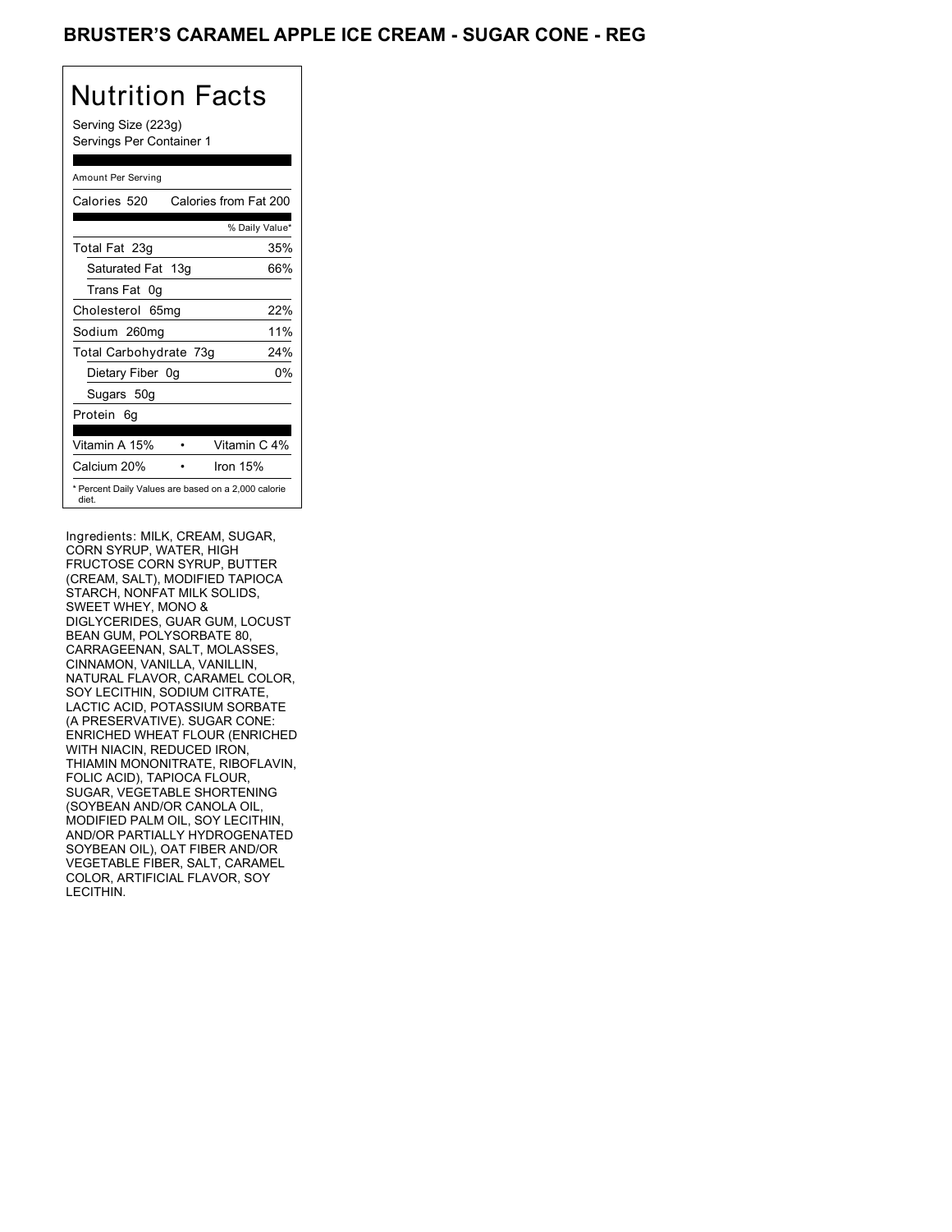# BRUSTER'S CARAMEL APPLE ICE CREAM - SUGAR CONE - REG

## Nutrition Facts

Serving Size (223g)
Servings Per Container 1

Amount Per Serving

| | |
|---|---|
| Calories 520 | Calories from Fat 200 |
| | % Daily Value* |
| Total Fat 23g | 35% |
| Saturated Fat 13g | 66% |
| Trans Fat 0g | |
| Cholesterol 65mg | 22% |
| Sodium 260mg | 11% |
| Total Carbohydrate 73g | 24% |
| Dietary Fiber 0g | 0% |
| Sugars 50g | |
| Protein 6g | |
| Vitamin A 15% • | Vitamin C 4% |
| Calcium 20% • | Iron 15% |

* Percent Daily Values are based on a 2,000 calorie diet.

Ingredients: MILK, CREAM, SUGAR, CORN SYRUP, WATER, HIGH FRUCTOSE CORN SYRUP, BUTTER (CREAM, SALT), MODIFIED TAPIOCA STARCH, NONFAT MILK SOLIDS, SWEET WHEY, MONO & DIGLYCERIDES, GUAR GUM, LOCUST BEAN GUM, POLYSORBATE 80, CARRAGEENAN, SALT, MOLASSES, CINNAMON, VANILLA, VANILLIN, NATURAL FLAVOR, CARAMEL COLOR, SOY LECITHIN, SODIUM CITRATE, LACTIC ACID, POTASSIUM SORBATE (A PRESERVATIVE). SUGAR CONE: ENRICHED WHEAT FLOUR (ENRICHED WITH NIACIN, REDUCED IRON, THIAMIN MONONITRATE, RIBOFLAVIN, FOLIC ACID), TAPIOCA FLOUR, SUGAR, VEGETABLE SHORTENING (SOYBEAN AND/OR CANOLA OIL, MODIFIED PALM OIL, SOY LECITHIN, AND/OR PARTIALLY HYDROGENATED SOYBEAN OIL), OAT FIBER AND/OR VEGETABLE FIBER, SALT, CARAMEL COLOR, ARTIFICIAL FLAVOR, SOY LECITHIN.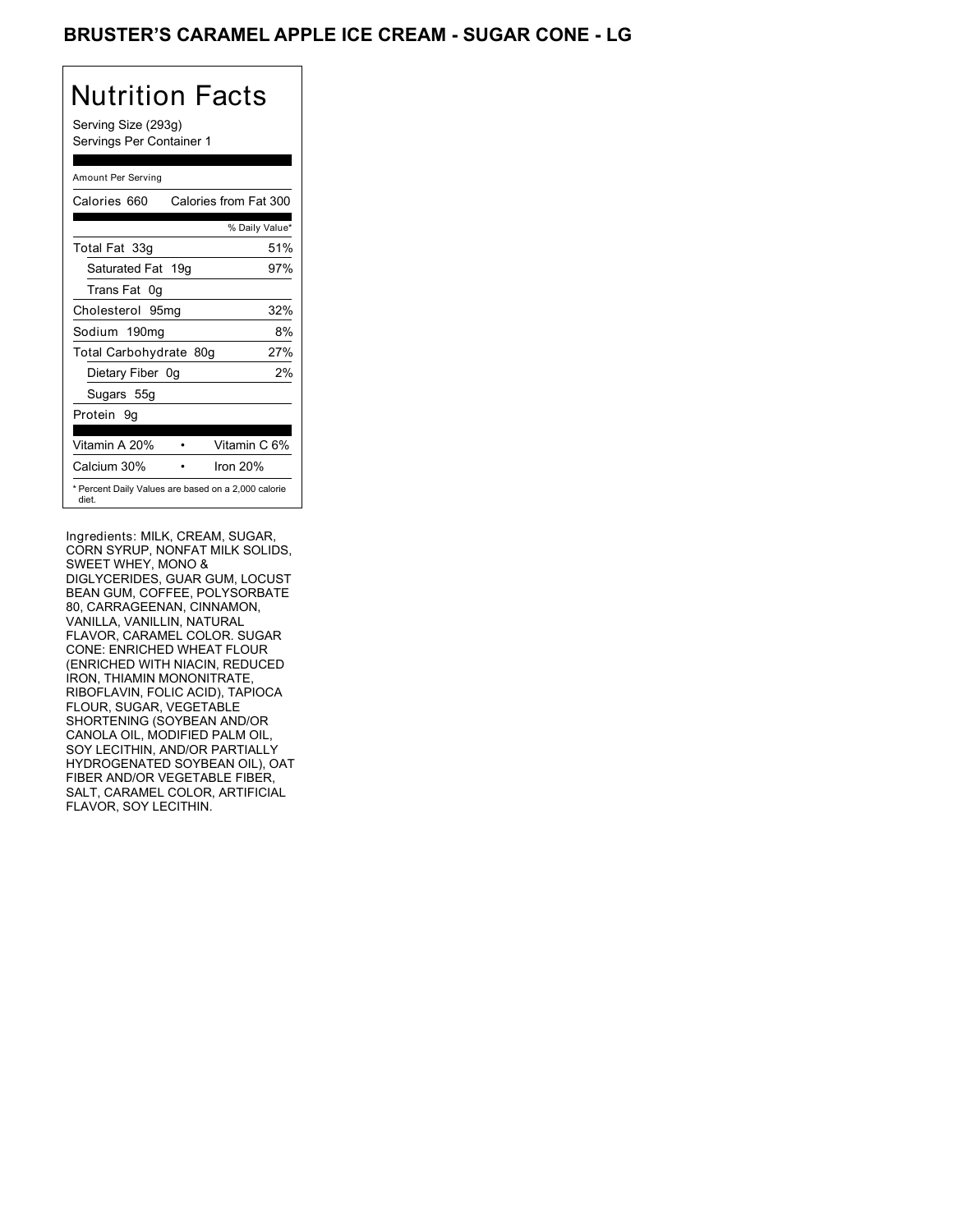## BRUSTER'S CARAMEL APPLE ICE CREAM - SUGAR CONE - LG

# Nutrition Facts

Serving Size (293g)
Servings Per Container 1

Amount Per Serving

| Calories 660 | Calories from Fat 300 |
|---|---|
| | % Daily Value* |
| Total Fat 33g | 51% |
| Saturated Fat 19g | 97% |
| Trans Fat 0g | |
| Cholesterol 95mg | 32% |
| Sodium 190mg | 8% |
| Total Carbohydrate 80g | 27% |
| Dietary Fiber 0g | 2% |
| Sugars 55g | |
| Protein 9g | |

| Vitamin A 20% | Vitamin C 6% |
|---|---|
| Calcium 30% | Iron 20% |

* Percent Daily Values are based on a 2,000 calorie diet.

Ingredients: MILK, CREAM, SUGAR, CORN SYRUP, NONFAT MILK SOLIDS, SWEET WHEY, MONO & DIGLYCERIDES, GUAR GUM, LOCUST BEAN GUM, COFFEE, POLYSORBATE 80, CARRAGEENAN, CINNAMON, VANILLA, VANILLIN, NATURAL FLAVOR, CARAMEL COLOR. SUGAR CONE: ENRICHED WHEAT FLOUR (ENRICHED WITH NIACIN, REDUCED IRON, THIAMIN MONONITRATE, RIBOFLAVIN, FOLIC ACID), TAPIOCA FLOUR, SUGAR, VEGETABLE SHORTENING (SOYBEAN AND/OR CANOLA OIL, MODIFIED PALM OIL, SOY LECITHIN, AND/OR PARTIALLY HYDROGENATED SOYBEAN OIL), OAT FIBER AND/OR VEGETABLE FIBER, SALT, CARAMEL COLOR, ARTIFICIAL FLAVOR, SOY LECITHIN.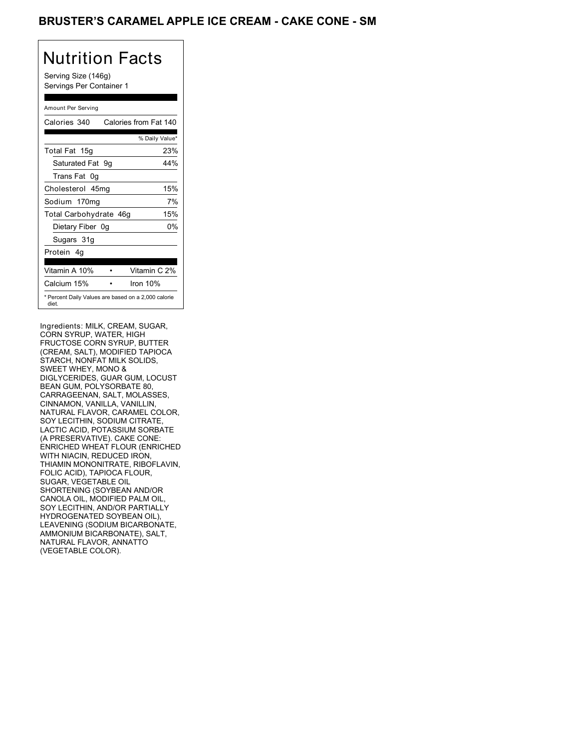## BRUSTER'S CARAMEL APPLE ICE CREAM - CAKE CONE - SM

# Nutrition Facts

Serving Size (146g)
Servings Per Container 1

Amount Per Serving

| Calories 340 | Calories from Fat 140 |
|---|---|
| | % Daily Value* |
| Total Fat 15g | 23% |
| Saturated Fat 9g | 44% |
| Trans Fat 0g | |
| Cholesterol 45mg | 15% |
| Sodium 170mg | 7% |
| Total Carbohydrate 46g | 15% |
| Dietary Fiber 0g | 0% |
| Sugars 31g | |
| Protein 4g | |
| Vitamin A 10% | Vitamin C 2% |
| Calcium 15% | Iron 10% |

* Percent Daily Values are based on a 2,000 calorie diet.

Ingredients: MILK, CREAM, SUGAR, CORN SYRUP, WATER, HIGH FRUCTOSE CORN SYRUP, BUTTER (CREAM, SALT), MODIFIED TAPIOCA STARCH, NONFAT MILK SOLIDS, SWEET WHEY, MONO & DIGLYCERIDES, GUAR GUM, LOCUST BEAN GUM, POLYSORBATE 80, CARRAGEENAN, SALT, MOLASSES, CINNAMON, VANILLA, VANILLIN, NATURAL FLAVOR, CARAMEL COLOR, SOY LECITHIN, SODIUM CITRATE, LACTIC ACID, POTASSIUM SORBATE (A PRESERVATIVE). CAKE CONE: ENRICHED WHEAT FLOUR (ENRICHED WITH NIACIN, REDUCED IRON, THIAMIN MONONITRATE, RIBOFLAVIN, FOLIC ACID), TAPIOCA FLOUR, SUGAR, VEGETABLE OIL SHORTENING (SOYBEAN AND/OR CANOLA OIL, MODIFIED PALM OIL, SOY LECITHIN, AND/OR PARTIALLY HYDROGENATED SOYBEAN OIL), LEAVENING (SODIUM BICARBONATE, AMMONIUM BICARBONATE), SALT, NATURAL FLAVOR, ANNATTO (VEGETABLE COLOR).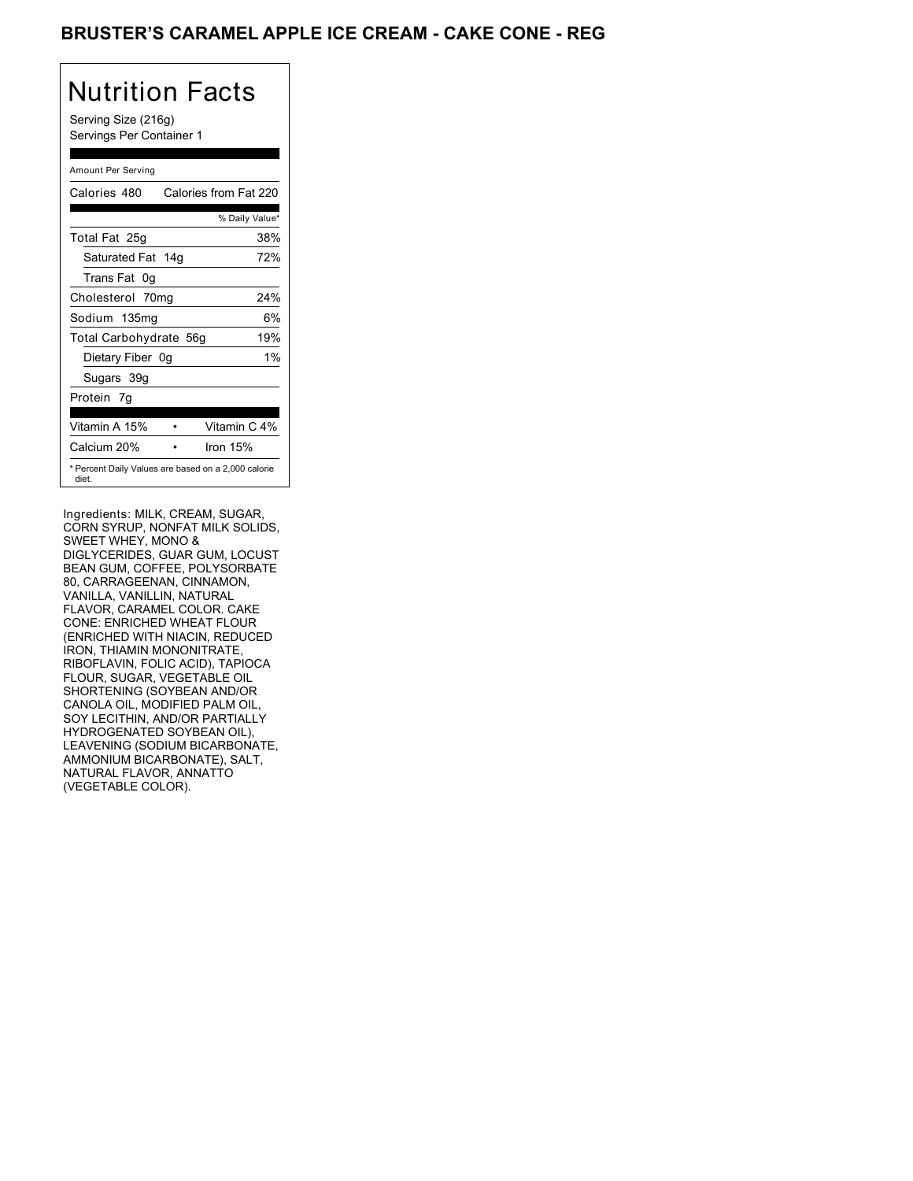## BRUSTER'S CARAMEL APPLE ICE CREAM - CAKE CONE - REG

# Nutrition Facts

Serving Size (216g)
Servings Per Container 1

Amount Per Serving

| Calories 480 | Calories from Fat 220 |
|---|---|
| | % Daily Value* |
| Total Fat 25g | 38% |
| Saturated Fat 14g | 72% |
| Trans Fat 0g | |
| Cholesterol 70mg | 24% |
| Sodium 135mg | 6% |
| Total Carbohydrate 56g | 19% |
| Dietary Fiber 0g | 1% |
| Sugars 39g | |
| Protein 7g | |

| Vitamin A 15% | • | Vitamin C 4% |
|---|---|---|
| Calcium 20% | • | Iron 15% |

* Percent Daily Values are based on a 2,000 calorie diet.

Ingredients: MILK, CREAM, SUGAR, CORN SYRUP, NONFAT MILK SOLIDS, SWEET WHEY, MONO & DIGLYCERIDES, GUAR GUM, LOCUST BEAN GUM, COFFEE, POLYSORBATE 80, CARRAGEENAN, CINNAMON, VANILLA, VANILLIN, NATURAL FLAVOR, CARAMEL COLOR. CAKE CONE: ENRICHED WHEAT FLOUR (ENRICHED WITH NIACIN, REDUCED IRON, THIAMIN MONONITRATE, RIBOFLAVIN, FOLIC ACID), TAPIOCA FLOUR, SUGAR, VEGETABLE OIL SHORTENING (SOYBEAN AND/OR CANOLA OIL, MODIFIED PALM OIL, SOY LECITHIN, AND/OR PARTIALLY HYDROGENATED SOYBEAN OIL), LEAVENING (SODIUM BICARBONATE, AMMONIUM BICARBONATE), SALT, NATURAL FLAVOR, ANNATTO (VEGETABLE COLOR).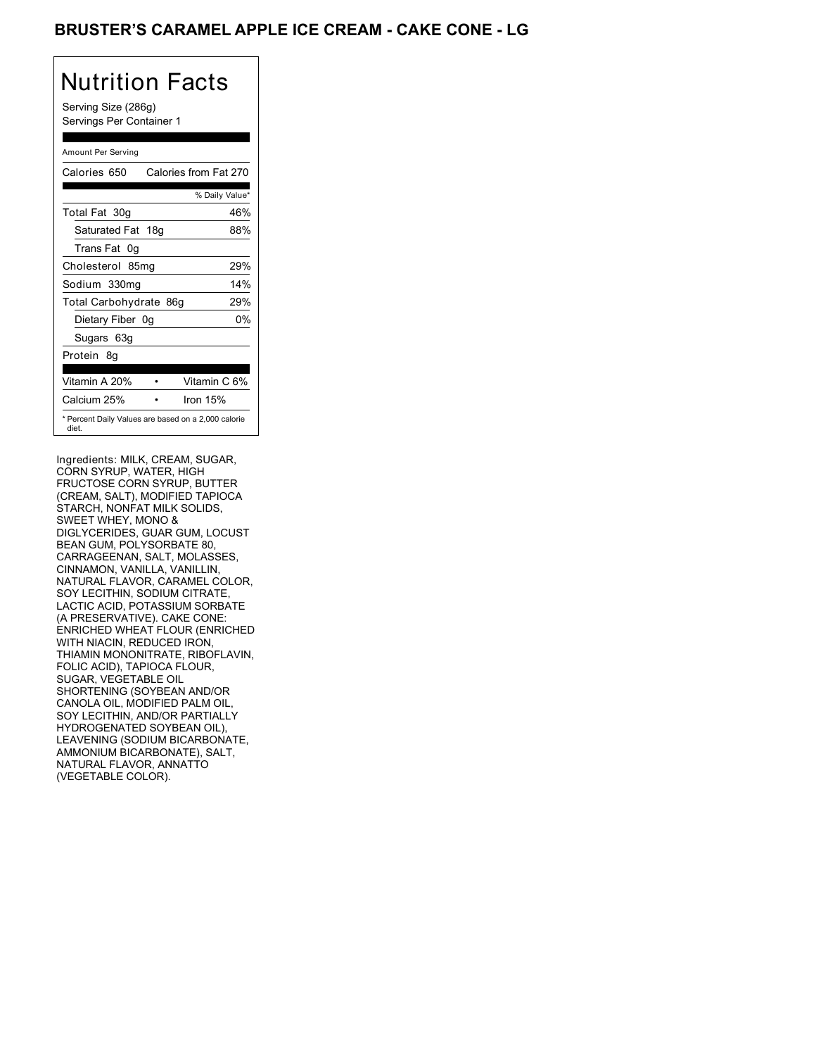## BRUSTER'S CARAMEL APPLE ICE CREAM - CAKE CONE - LG

# Nutrition Facts

Serving Size (286g)
Servings Per Container 1

Amount Per Serving

| Calories 650 | Calories from Fat 270 |
|---|---|
| | % Daily Value* |
| Total Fat 30g | 46% |
| Saturated Fat 18g | 88% |
| Trans Fat 0g | |
| Cholesterol 85mg | 29% |
| Sodium 330mg | 14% |
| Total Carbohydrate 86g | 29% |
| Dietary Fiber 0g | 0% |
| Sugars 63g | |
| Protein 8g | |

| Vitamin A 20% | • | Vitamin C 6% |
|---|---|---|
| Calcium 25% | • | Iron 15% |

* Percent Daily Values are based on a 2,000 calorie diet.

Ingredients: MILK, CREAM, SUGAR, CORN SYRUP, WATER, HIGH FRUCTOSE CORN SYRUP, BUTTER (CREAM, SALT), MODIFIED TAPIOCA STARCH, NONFAT MILK SOLIDS, SWEET WHEY, MONO & DIGLYCERIDES, GUAR GUM, LOCUST BEAN GUM, POLYSORBATE 80, CARRAGEENAN, SALT, MOLASSES, CINNAMON, VANILLA, VANILLIN, NATURAL FLAVOR, CARAMEL COLOR, SOY LECITHIN, SODIUM CITRATE, LACTIC ACID, POTASSIUM SORBATE (A PRESERVATIVE). CAKE CONE: ENRICHED WHEAT FLOUR (ENRICHED WITH NIACIN, REDUCED IRON, THIAMIN MONONITRATE, RIBOFLAVIN, FOLIC ACID), TAPIOCA FLOUR, SUGAR, VEGETABLE OIL SHORTENING (SOYBEAN AND/OR CANOLA OIL, MODIFIED PALM OIL, SOY LECITHIN, AND/OR PARTIALLY HYDROGENATED SOYBEAN OIL), LEAVENING (SODIUM BICARBONATE, AMMONIUM BICARBONATE), SALT, NATURAL FLAVOR, ANNATTO (VEGETABLE COLOR).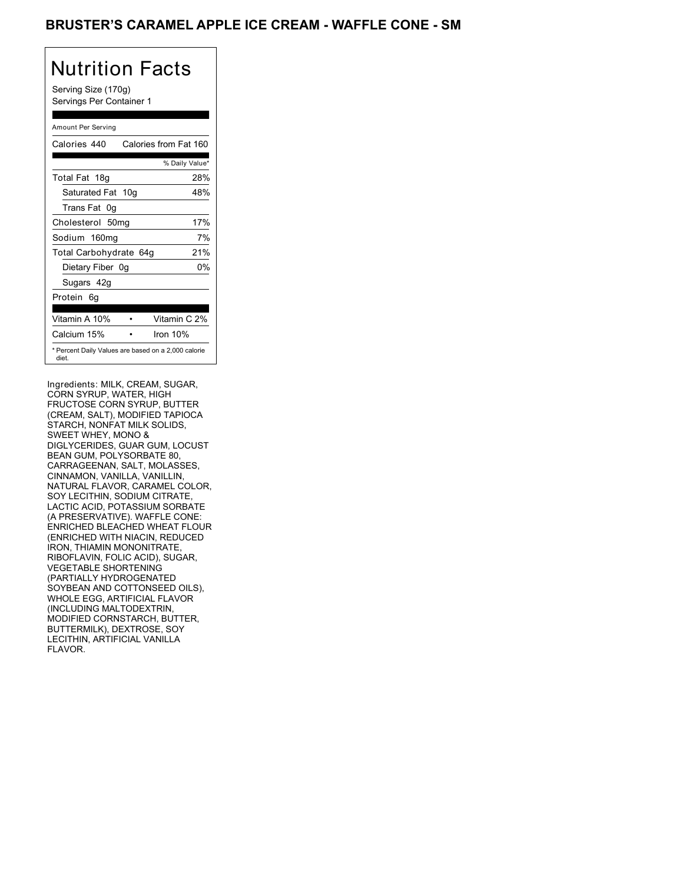# BRUSTER'S CARAMEL APPLE ICE CREAM - WAFFLE CONE - SM

## Nutrition Facts

Serving Size (170g)
Servings Per Container 1

Amount Per Serving

| | |
|---|---|
| Calories 440 | Calories from Fat 160 |
| | % Daily Value* |
| Total Fat 18g | 28% |
| Saturated Fat 10g | 48% |
| Trans Fat 0g | |
| Cholesterol 50mg | 17% |
| Sodium 160mg | 7% |
| Total Carbohydrate 64g | 21% |
| Dietary Fiber 0g | 0% |
| Sugars 42g | |
| Protein 6g | |

| | |
|---|---|
| Vitamin A 10% | Vitamin C 2% |
| Calcium 15% | Iron 10% |

* Percent Daily Values are based on a 2,000 calorie diet.

Ingredients: MILK, CREAM, SUGAR, CORN SYRUP, WATER, HIGH FRUCTOSE CORN SYRUP, BUTTER (CREAM, SALT), MODIFIED TAPIOCA STARCH, NONFAT MILK SOLIDS, SWEET WHEY, MONO & DIGLYCERIDES, GUAR GUM, LOCUST BEAN GUM, POLYSORBATE 80, CARRAGEENAN, SALT, MOLASSES, CINNAMON, VANILLA, VANILLIN, NATURAL FLAVOR, CARAMEL COLOR, SOY LECITHIN, SODIUM CITRATE, LACTIC ACID, POTASSIUM SORBATE (A PRESERVATIVE). WAFFLE CONE: ENRICHED BLEACHED WHEAT FLOUR (ENRICHED WITH NIACIN, REDUCED IRON, THIAMIN MONONITRATE, RIBOFLAVIN, FOLIC ACID), SUGAR, VEGETABLE SHORTENING (PARTIALLY HYDROGENATED SOYBEAN AND COTTONSEED OILS), WHOLE EGG, ARTIFICIAL FLAVOR (INCLUDING MALTODEXTRIN, MODIFIED CORNSTARCH, BUTTER, BUTTERMILK), DEXTROSE, SOY LECITHIN, ARTIFICIAL VANILLA FLAVOR.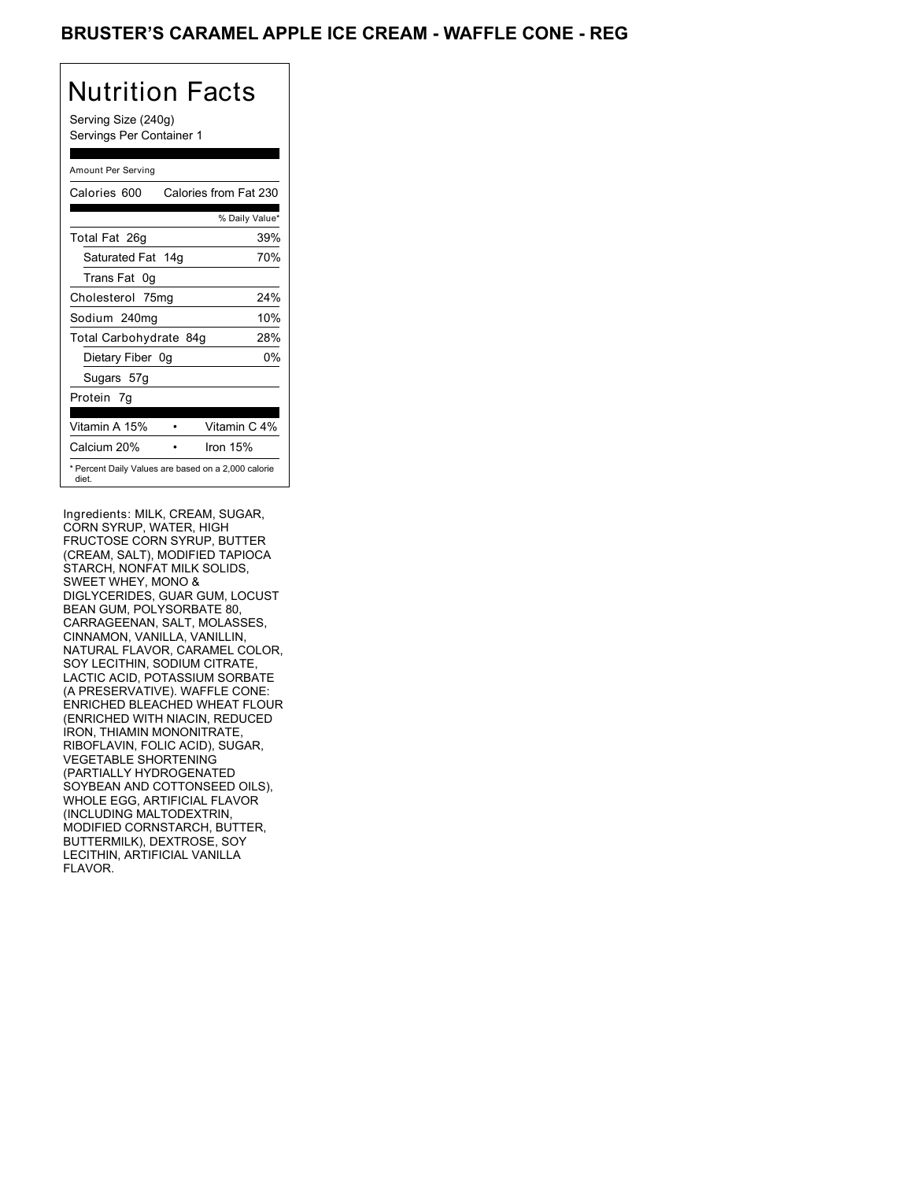# BRUSTER'S CARAMEL APPLE ICE CREAM - WAFFLE CONE - REG

## Nutrition Facts

Serving Size (240g)
Servings Per Container 1

Amount Per Serving

| Calories 600 | Calories from Fat 230 |
|---|---|
| | % Daily Value* |
| Total Fat 26g | 39% |
| Saturated Fat 14g | 70% |
| Trans Fat 0g | |
| Cholesterol 75mg | 24% |
| Sodium 240mg | 10% |
| Total Carbohydrate 84g | 28% |
| Dietary Fiber 0g | 0% |
| Sugars 57g | |
| Protein 7g | |

| Vitamin A 15% | • | Vitamin C 4% |
|---|---|---|
| Calcium 20% | • | Iron 15% |

* Percent Daily Values are based on a 2,000 calorie diet.

Ingredients: MILK, CREAM, SUGAR, CORN SYRUP, WATER, HIGH FRUCTOSE CORN SYRUP, BUTTER (CREAM, SALT), MODIFIED TAPIOCA STARCH, NONFAT MILK SOLIDS, SWEET WHEY, MONO & DIGLYCERIDES, GUAR GUM, LOCUST BEAN GUM, POLYSORBATE 80, CARRAGEENAN, SALT, MOLASSES, CINNAMON, VANILLA, VANILLIN, NATURAL FLAVOR, CARAMEL COLOR, SOY LECITHIN, SODIUM CITRATE, LACTIC ACID, POTASSIUM SORBATE (A PRESERVATIVE). WAFFLE CONE: ENRICHED BLEACHED WHEAT FLOUR (ENRICHED WITH NIACIN, REDUCED IRON, THIAMIN MONONITRATE, RIBOFLAVIN, FOLIC ACID), SUGAR, VEGETABLE SHORTENING (PARTIALLY HYDROGENATED SOYBEAN AND COTTONSEED OILS), WHOLE EGG, ARTIFICIAL FLAVOR (INCLUDING MALTODEXTRIN, MODIFIED CORNSTARCH, BUTTER, BUTTERMILK), DEXTROSE, SOY LECITHIN, ARTIFICIAL VANILLA FLAVOR.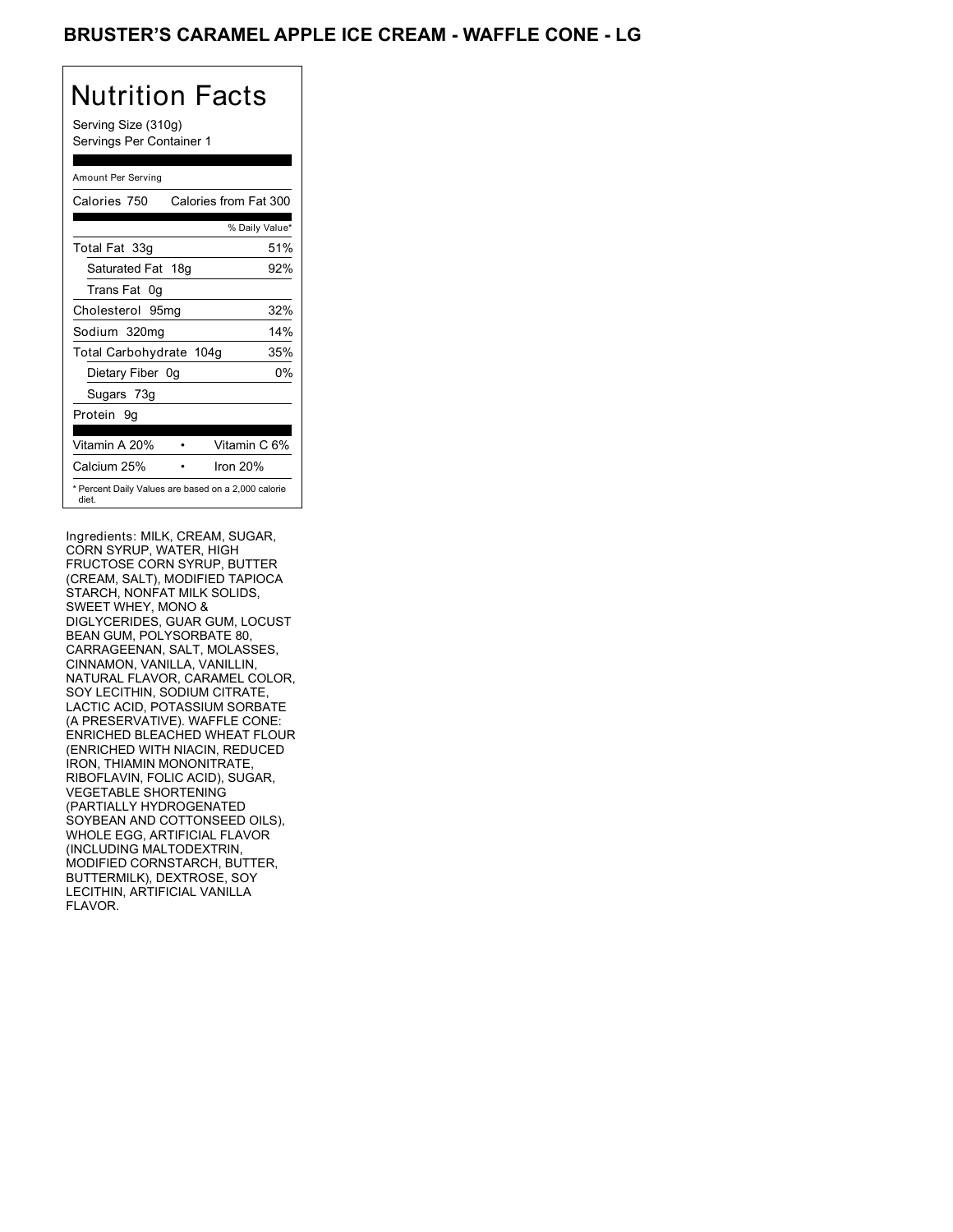# BRUSTER'S CARAMEL APPLE ICE CREAM - WAFFLE CONE - LG

## Nutrition Facts

Serving Size (310g)
Servings Per Container 1

| | |
|---|---|
| Amount Per Serving | |
| Calories 750 | Calories from Fat 300 |
| | % Daily Value* |
| Total Fat 33g | 51% |
| Saturated Fat 18g | 92% |
| Trans Fat 0g | |
| Cholesterol 95mg | 32% |
| Sodium 320mg | 14% |
| Total Carbohydrate 104g | 35% |
| Dietary Fiber 0g | 0% |
| Sugars 73g | |
| Protein 9g | |
| Vitamin A 20% | Vitamin C 6% |
| Calcium 25% | Iron 20% |

* Percent Daily Values are based on a 2,000 calorie diet.

Ingredients: MILK, CREAM, SUGAR, CORN SYRUP, WATER, HIGH FRUCTOSE CORN SYRUP, BUTTER (CREAM, SALT), MODIFIED TAPIOCA STARCH, NONFAT MILK SOLIDS, SWEET WHEY, MONO & DIGLYCERIDES, GUAR GUM, LOCUST BEAN GUM, POLYSORBATE 80, CARRAGEENAN, SALT, MOLASSES, CINNAMON, VANILLA, VANILLIN, NATURAL FLAVOR, CARAMEL COLOR, SOY LECITHIN, SODIUM CITRATE, LACTIC ACID, POTASSIUM SORBATE (A PRESERVATIVE). WAFFLE CONE: ENRICHED BLEACHED WHEAT FLOUR (ENRICHED WITH NIACIN, REDUCED IRON, THIAMIN MONONITRATE, RIBOFLAVIN, FOLIC ACID), SUGAR, VEGETABLE SHORTENING (PARTIALLY HYDROGENATED SOYBEAN AND COTTONSEED OILS), WHOLE EGG, ARTIFICIAL FLAVOR (INCLUDING MALTODEXTRIN, MODIFIED CORNSTARCH, BUTTER, BUTTERMILK), DEXTROSE, SOY LECITHIN, ARTIFICIAL VANILLA FLAVOR.